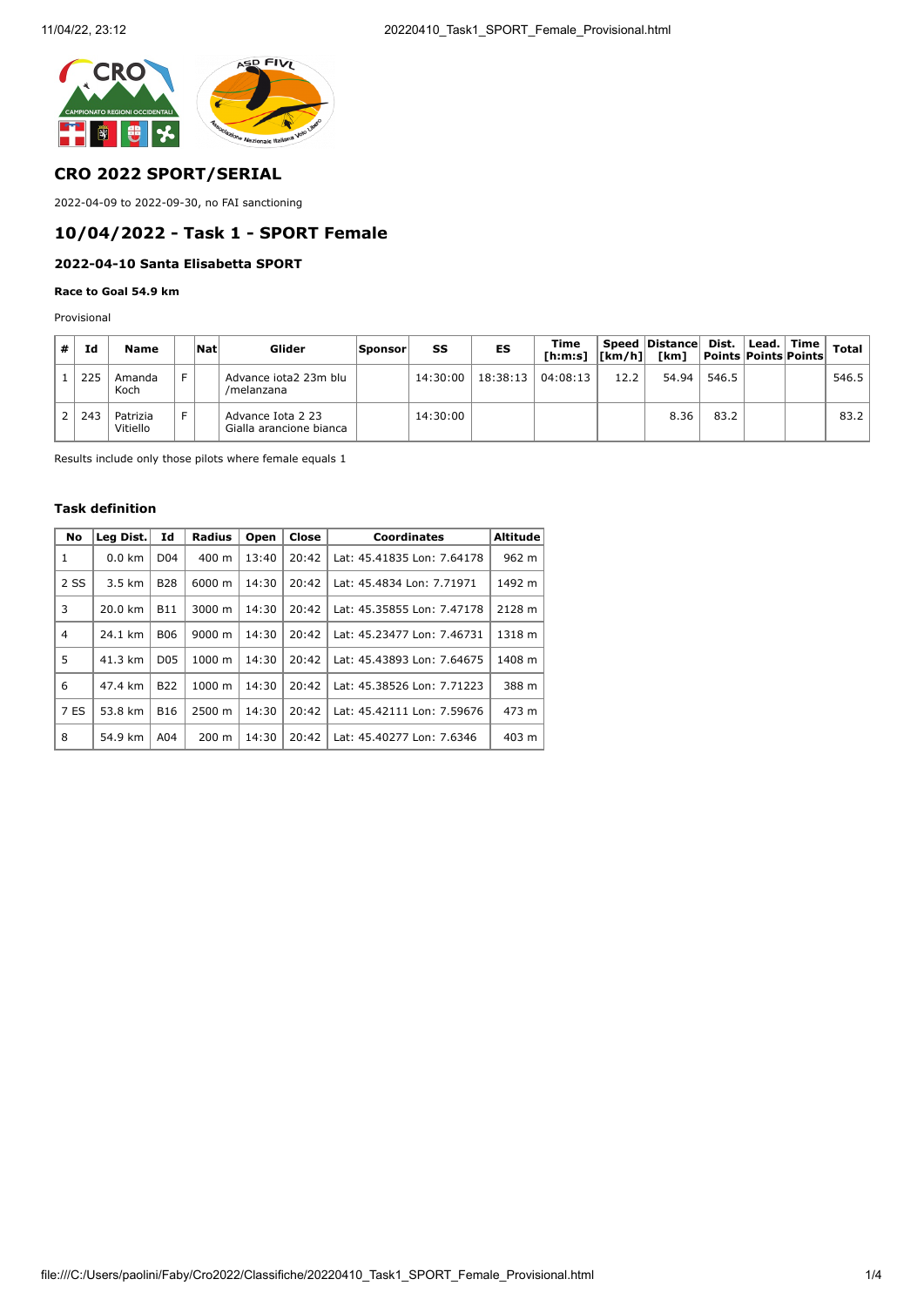## CRO 2022 SPORT/SERIAL

2022-04-09 to 2022-09-30, no FAI sanctioning

## 10/04/2022 - Task 1 - SPORT Female

### 2022-04-10 Santa Elisabetta SPORT

#### Race to Goal 54.9 km

Provisional

| # | Id | Name | | Nat | Glider | Sponsor | SS | ES | Time [h:m:s] | Speed [km/h] | Distance [km] | Dist. Points | Lead. Points | Time Points | Total |
|---|---|---|---|---|---|---|---|---|---|---|---|---|---|---|---|
| 1 | 225 | Amanda Koch | F | | Advance iota2 23m blu /melanzana | | 14:30:00 | 18:38:13 | 04:08:13 | 12.2 | 54.94 | 546.5 | | | 546.5 |
| 2 | 243 | Patrizia Vitiello | F | | Advance Iota 2 23 Gialla arancione bianca | | 14:30:00 | | | | 8.36 | 83.2 | | | 83.2 |

Results include only those pilots where female equals 1

#### Task definition

| No | Leg Dist. | Id | Radius | Open | Close | Coordinates | Altitude |
|---|---|---|---|---|---|---|---|
| 1 | 0.0 km | D04 | 400 m | 13:40 | 20:42 | Lat: 45.41835 Lon: 7.64178 | 962 m |
| 2 SS | 3.5 km | B28 | 6000 m | 14:30 | 20:42 | Lat: 45.4834 Lon: 7.71971 | 1492 m |
| 3 | 20.0 km | B11 | 3000 m | 14:30 | 20:42 | Lat: 45.35855 Lon: 7.47178 | 2128 m |
| 4 | 24.1 km | B06 | 9000 m | 14:30 | 20:42 | Lat: 45.23477 Lon: 7.46731 | 1318 m |
| 5 | 41.3 km | D05 | 1000 m | 14:30 | 20:42 | Lat: 45.43893 Lon: 7.64675 | 1408 m |
| 6 | 47.4 km | B22 | 1000 m | 14:30 | 20:42 | Lat: 45.38526 Lon: 7.71223 | 388 m |
| 7 ES | 53.8 km | B16 | 2500 m | 14:30 | 20:42 | Lat: 45.42111 Lon: 7.59676 | 473 m |
| 8 | 54.9 km | A04 | 200 m | 14:30 | 20:42 | Lat: 45.40277 Lon: 7.6346 | 403 m |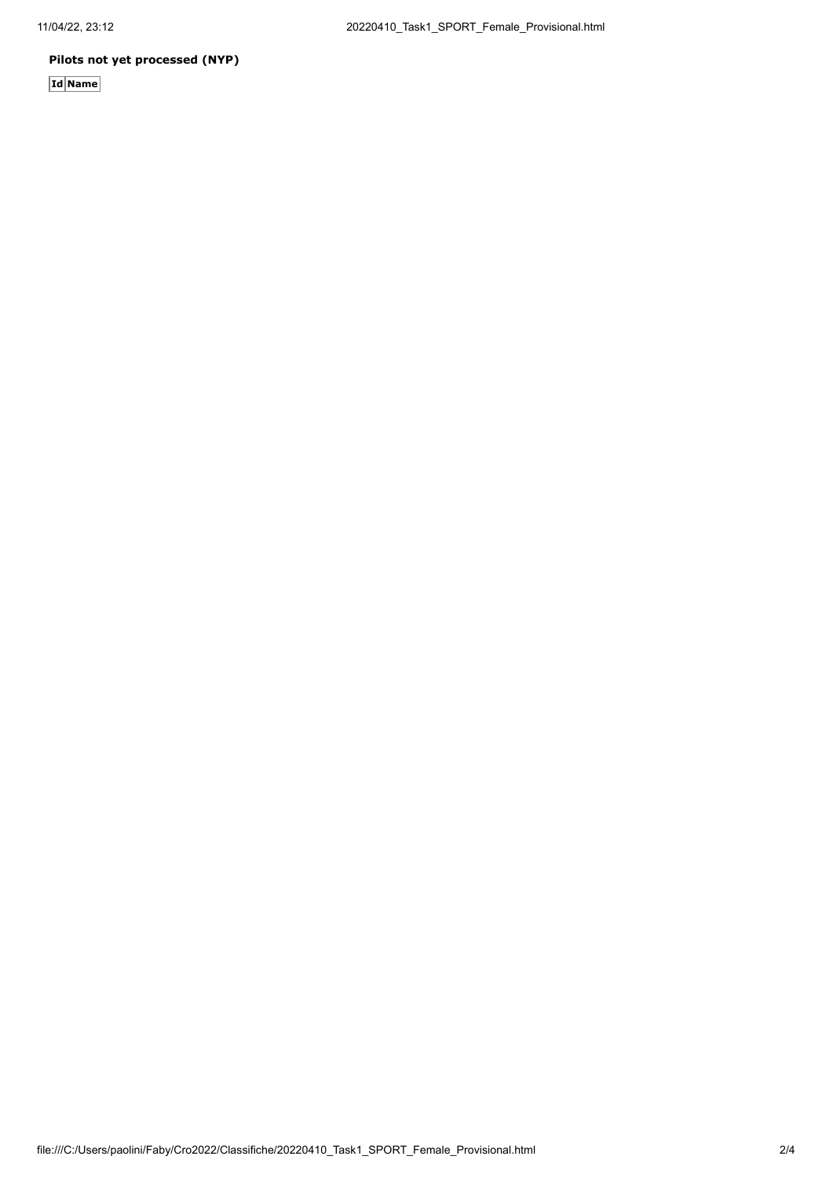**Pilots not yet processed (NYP)**

| Id | Name |
|---|---|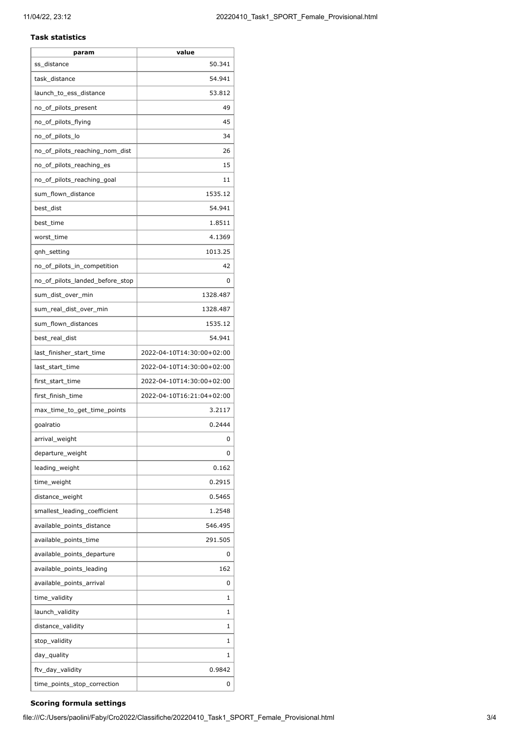**Task statistics**

| param | value |
|---|---|
| ss_distance | 50.341 |
| task_distance | 54.941 |
| launch_to_ess_distance | 53.812 |
| no_of_pilots_present | 49 |
| no_of_pilots_flying | 45 |
| no_of_pilots_lo | 34 |
| no_of_pilots_reaching_nom_dist | 26 |
| no_of_pilots_reaching_es | 15 |
| no_of_pilots_reaching_goal | 11 |
| sum_flown_distance | 1535.12 |
| best_dist | 54.941 |
| best_time | 1.8511 |
| worst_time | 4.1369 |
| qnh_setting | 1013.25 |
| no_of_pilots_in_competition | 42 |
| no_of_pilots_landed_before_stop | 0 |
| sum_dist_over_min | 1328.487 |
| sum_real_dist_over_min | 1328.487 |
| sum_flown_distances | 1535.12 |
| best_real_dist | 54.941 |
| last_finisher_start_time | 2022-04-10T14:30:00+02:00 |
| last_start_time | 2022-04-10T14:30:00+02:00 |
| first_start_time | 2022-04-10T14:30:00+02:00 |
| first_finish_time | 2022-04-10T16:21:04+02:00 |
| max_time_to_get_time_points | 3.2117 |
| goalratio | 0.2444 |
| arrival_weight | 0 |
| departure_weight | 0 |
| leading_weight | 0.162 |
| time_weight | 0.2915 |
| distance_weight | 0.5465 |
| smallest_leading_coefficient | 1.2548 |
| available_points_distance | 546.495 |
| available_points_time | 291.505 |
| available_points_departure | 0 |
| available_points_leading | 162 |
| available_points_arrival | 0 |
| time_validity | 1 |
| launch_validity | 1 |
| distance_validity | 1 |
| stop_validity | 1 |
| day_quality | 1 |
| ftv_day_validity | 0.9842 |
| time_points_stop_correction | 0 |

**Scoring formula settings**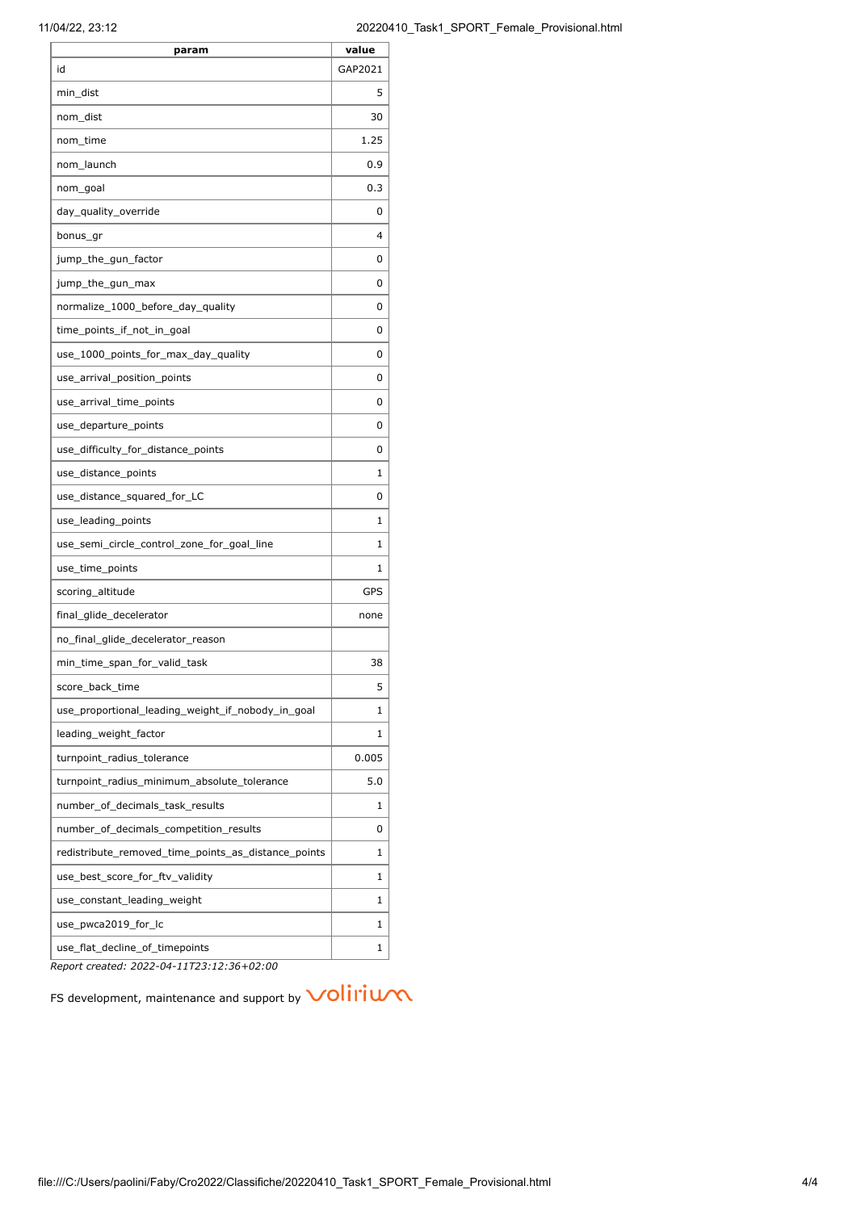| param | value |
| --- | --- |
| id | GAP2021 |
| min_dist | 5 |
| nom_dist | 30 |
| nom_time | 1.25 |
| nom_launch | 0.9 |
| nom_goal | 0.3 |
| day_quality_override | 0 |
| bonus_gr | 4 |
| jump_the_gun_factor | 0 |
| jump_the_gun_max | 0 |
| normalize_1000_before_day_quality | 0 |
| time_points_if_not_in_goal | 0 |
| use_1000_points_for_max_day_quality | 0 |
| use_arrival_position_points | 0 |
| use_arrival_time_points | 0 |
| use_departure_points | 0 |
| use_difficulty_for_distance_points | 0 |
| use_distance_points | 1 |
| use_distance_squared_for_LC | 0 |
| use_leading_points | 1 |
| use_semi_circle_control_zone_for_goal_line | 1 |
| use_time_points | 1 |
| scoring_altitude | GPS |
| final_glide_decelerator | none |
| no_final_glide_decelerator_reason | |
| min_time_span_for_valid_task | 38 |
| score_back_time | 5 |
| use_proportional_leading_weight_if_nobody_in_goal | 1 |
| leading_weight_factor | 1 |
| turnpoint_radius_tolerance | 0.005 |
| turnpoint_radius_minimum_absolute_tolerance | 5.0 |
| number_of_decimals_task_results | 1 |
| number_of_decimals_competition_results | 0 |
| redistribute_removed_time_points_as_distance_points | 1 |
| use_best_score_for_ftv_validity | 1 |
| use_constant_leading_weight | 1 |
| use_pwca2019_for_lc | 1 |
| use_flat_decline_of_timepoints | 1 |

*Report created: 2022-04-11T23:12:36+02:00*

FS development, maintenance and support by volirium